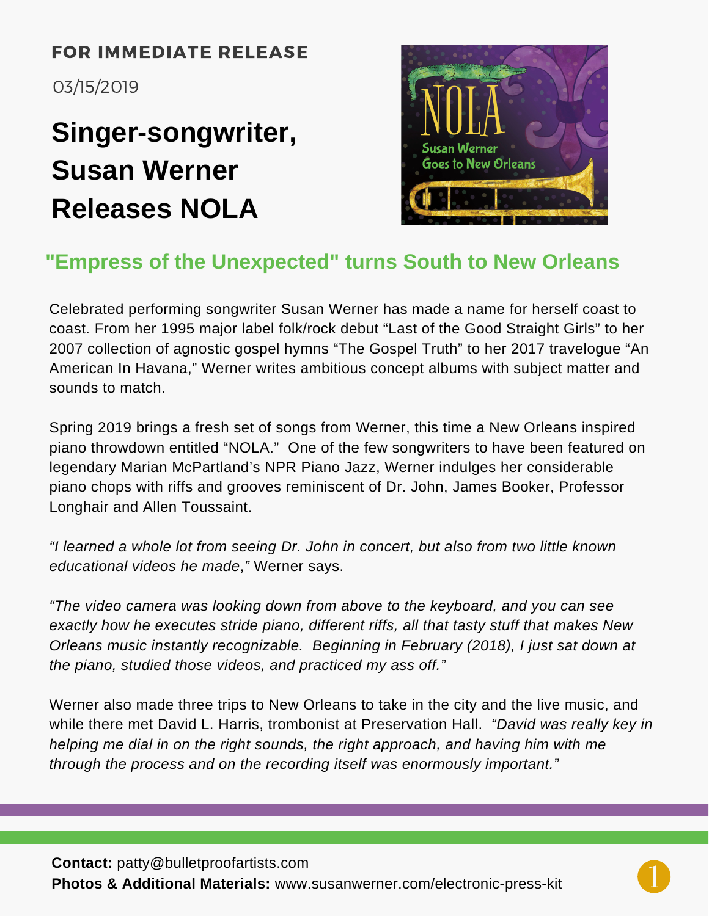**FOR IMMEDIATE RELEASE**

03/15/2019

# Singer-songwriter, Susan Werner Releases NOLA

## "Empress of the Unexpected" turns South to New Orleans

Celebrated performing songwriter Susan Werner has made a name for herself coast to coast. From her 1995 major label folk/rock debut “Last of the Good Straight Girls” to her 2007 collection of agnostic gospel hymns “The Gospel Truth” to her 2017 travelogue “An American In Havana,” Werner writes ambitious concept albums with subject matter and sounds to match.

Spring 2019 brings a fresh set of songs from Werner, this time a New Orleans inspired piano throwdown entitled “NOLA.” One of the few songwriters to have been featured on legendary Marian McPartland’s NPR Piano Jazz, Werner indulges her considerable piano chops with riffs and grooves reminiscent of Dr. John, James Booker, Professor Longhair and Allen Toussaint.

*“I learned a whole lot from seeing Dr. John in concert, but also from two little known educational videos he made,”* Werner says.

*“The video camera was looking down from above to the keyboard, and you can see exactly how he executes stride piano, different riffs, all that tasty stuff that makes New Orleans music instantly recognizable. Beginning in February (2018), I just sat down at the piano, studied those videos, and practiced my ass off.”*

Werner also made three trips to New Orleans to take in the city and the live music, and while there met David L. Harris, trombonist at Preservation Hall. *“David was really key in helping me dial in on the right sounds, the right approach, and having him with me through the process and on the recording itself was enormously important.”*

**Contact:** patty@bulletproofartists.com
**Photos & Additional Materials:** www.susanwerner.com/electronic-press-kit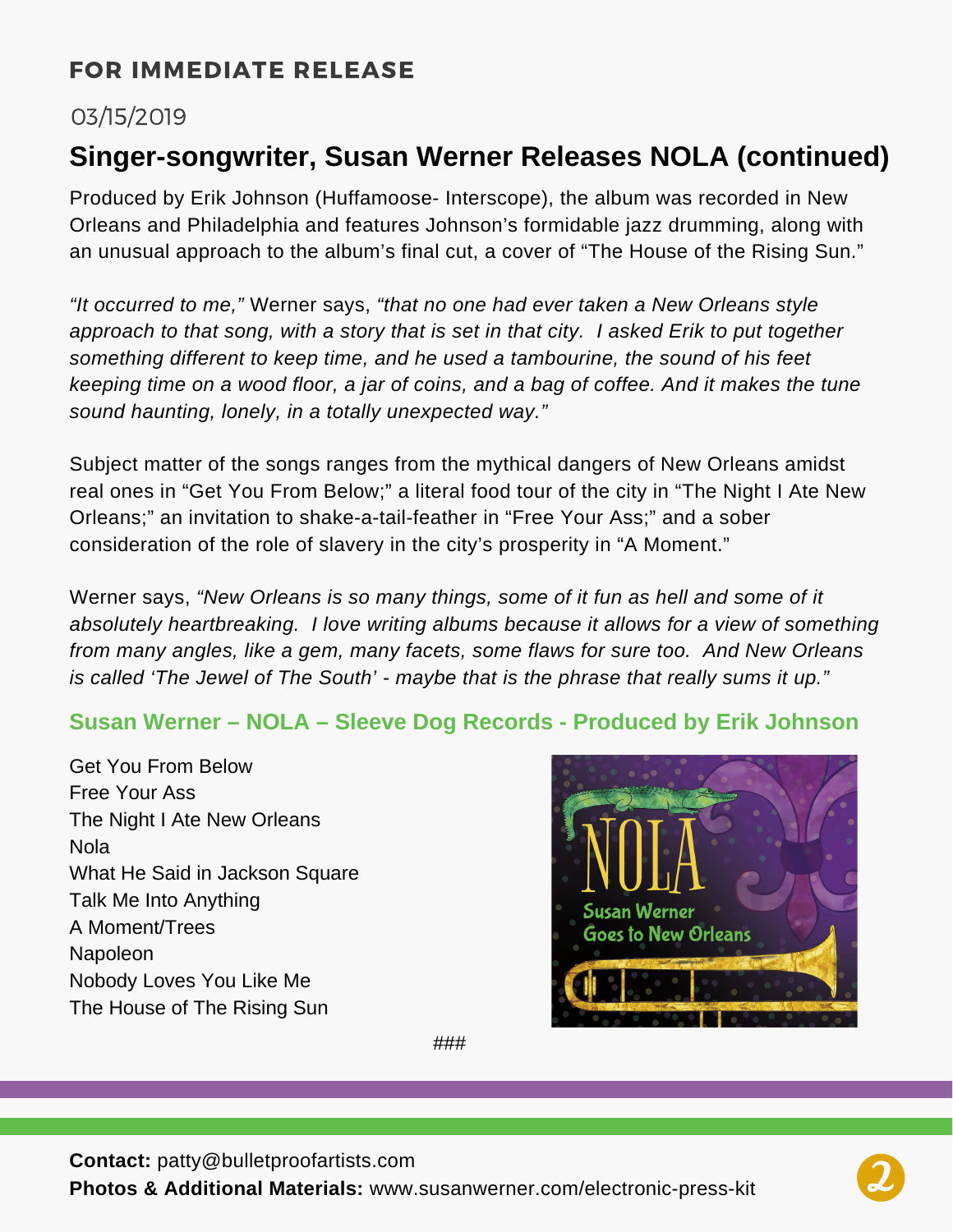**FOR IMMEDIATE RELEASE**

03/15/2019

## Singer-songwriter, Susan Werner Releases NOLA (continued)

Produced by Erik Johnson (Huffamoose- Interscope), the album was recorded in New Orleans and Philadelphia and features Johnson's formidable jazz drumming, along with an unusual approach to the album's final cut, a cover of "The House of the Rising Sun."

*"It occurred to me,"* Werner says, *"that no one had ever taken a New Orleans style approach to that song, with a story that is set in that city. I asked Erik to put together something different to keep time, and he used a tambourine, the sound of his feet keeping time on a wood floor, a jar of coins, and a bag of coffee. And it makes the tune sound haunting, lonely, in a totally unexpected way."*

Subject matter of the songs ranges from the mythical dangers of New Orleans amidst real ones in "Get You From Below;" a literal food tour of the city in "The Night I Ate New Orleans;" an invitation to shake-a-tail-feather in "Free Your Ass;" and a sober consideration of the role of slavery in the city's prosperity in "A Moment."

Werner says, *"New Orleans is so many things, some of it fun as hell and some of it absolutely heartbreaking. I love writing albums because it allows for a view of something from many angles, like a gem, many facets, some flaws for sure too. And New Orleans is called 'The Jewel of The South' - maybe that is the phrase that really sums it up."*

**Susan Werner – NOLA – Sleeve Dog Records - Produced by Erik Johnson**

Get You From Below
Free Your Ass
The Night I Ate New Orleans
Nola
What He Said in Jackson Square
Talk Me Into Anything
A Moment/Trees
Napoleon
Nobody Loves You Like Me
The House of The Rising Sun

###

**Contact:** patty@bulletproofartists.com
**Photos & Additional Materials:** www.susanwerner.com/electronic-press-kit